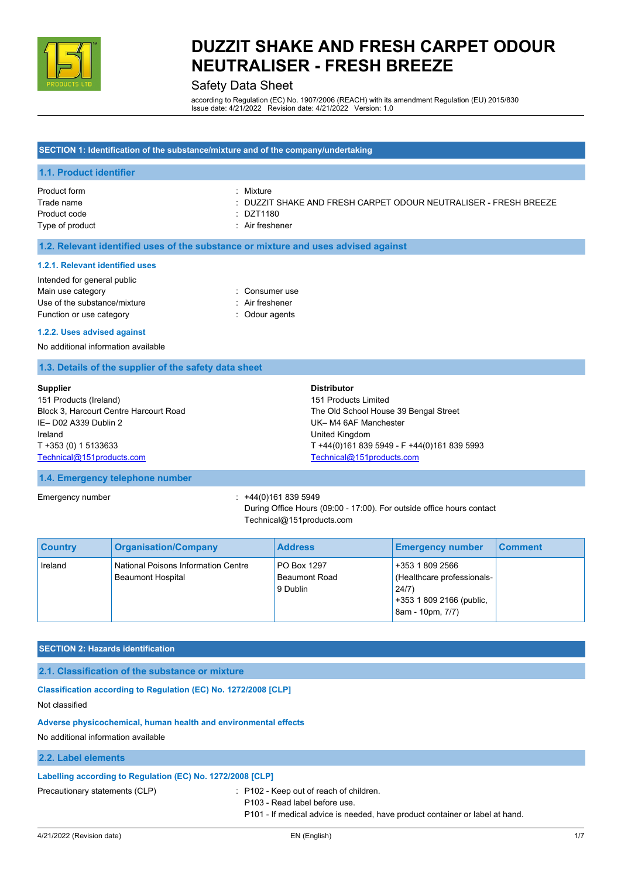# DUZZIT SHAKE AND FRESH CARPET ODOUR NEUTRALISER - FRESH BREEZE

Safety Data Sheet

according to Regulation (EC) No. 1907/2006 (REACH) with its amendment Regulation (EU) 2015/830
Issue date: 4/21/2022 Revision date: 4/21/2022 Version: 1.0

## SECTION 1: Identification of the substance/mixture and of the company/undertaking

### 1.1. Product identifier

Product form : Mixture
Trade name : DUZZIT SHAKE AND FRESH CARPET ODOUR NEUTRALISER - FRESH BREEZE
Product code : DZT1180
Type of product : Air freshener

### 1.2. Relevant identified uses of the substance or mixture and uses advised against

#### 1.2.1. Relevant identified uses

Intended for general public
Main use category : Consumer use
Use of the substance/mixture : Air freshener
Function or use category : Odour agents

#### 1.2.2. Uses advised against

No additional information available

### 1.3. Details of the supplier of the safety data sheet

**Supplier**
151 Products (Ireland)
Block 3, Harcourt Centre Harcourt Road
IE– D02 A339 Dublin 2
Ireland
T +353 (0) 1 5133633
Technical@151products.com

**Distributor**
151 Products Limited
The Old School House 39 Bengal Street
UK– M4 6AF Manchester
United Kingdom
T +44(0)161 839 5949 - F +44(0)161 839 5993
Technical@151products.com

### 1.4. Emergency telephone number

Emergency number : +44(0)161 839 5949
During Office Hours (09:00 - 17:00). For outside office hours contact Technical@151products.com

| Country | Organisation/Company | Address | Emergency number | Comment |
|---|---|---|---|---|
| Ireland | National Poisons Information Centre Beaumont Hospital | PO Box 1297 Beaumont Road 9 Dublin | +353 1 809 2566 (Healthcare professionals- 24/7) +353 1 809 2166 (public, 8am - 10pm, 7/7) | |

## SECTION 2: Hazards identification

### 2.1. Classification of the substance or mixture

#### Classification according to Regulation (EC) No. 1272/2008 [CLP]

Not classified

#### Adverse physicochemical, human health and environmental effects

No additional information available

### 2.2. Label elements

#### Labelling according to Regulation (EC) No. 1272/2008 [CLP]

Precautionary statements (CLP) : P102 - Keep out of reach of children.
P103 - Read label before use.
P101 - If medical advice is needed, have product container or label at hand.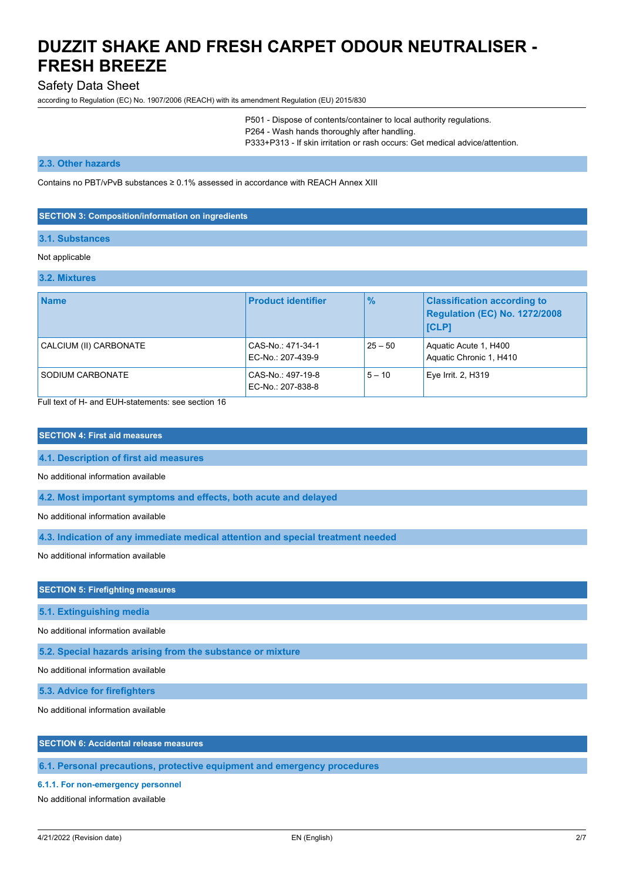P501 - Dispose of contents/container to local authority regulations.
P264 - Wash hands thoroughly after handling.
P333+P313 - If skin irritation or rash occurs: Get medical advice/attention.

### 2.3. Other hazards

Contains no PBT/vPvB substances ≥ 0.1% assessed in accordance with REACH Annex XIII

## SECTION 3: Composition/information on ingredients

### 3.1. Substances

Not applicable

### 3.2. Mixtures

| Name | Product identifier | % | Classification according to Regulation (EC) No. 1272/2008 [CLP] |
|---|---|---|---|
| CALCIUM (II) CARBONATE | CAS-No.: 471-34-1<br>EC-No.: 207-439-9 | 25 – 50 | Aquatic Acute 1, H400<br>Aquatic Chronic 1, H410 |
| SODIUM CARBONATE | CAS-No.: 497-19-8<br>EC-No.: 207-838-8 | 5 – 10 | Eye Irrit. 2, H319 |

Full text of H- and EUH-statements: see section 16

## SECTION 4: First aid measures

### 4.1. Description of first aid measures

No additional information available

### 4.2. Most important symptoms and effects, both acute and delayed

No additional information available

### 4.3. Indication of any immediate medical attention and special treatment needed

No additional information available

## SECTION 5: Firefighting measures

### 5.1. Extinguishing media

No additional information available

### 5.2. Special hazards arising from the substance or mixture

No additional information available

### 5.3. Advice for firefighters

No additional information available

## SECTION 6: Accidental release measures

### 6.1. Personal precautions, protective equipment and emergency procedures

#### 6.1.1. For non-emergency personnel

No additional information available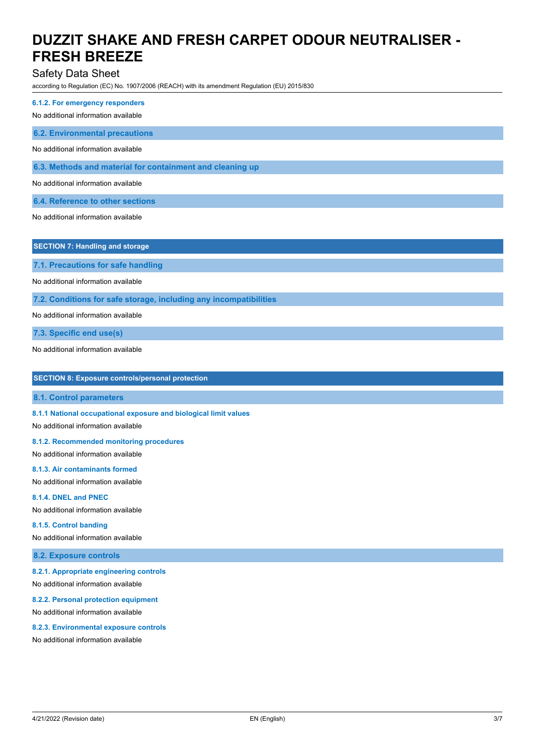#### 6.1.2. For emergency responders

No additional information available

### 6.2. Environmental precautions

No additional information available

### 6.3. Methods and material for containment and cleaning up

No additional information available

### 6.4. Reference to other sections

No additional information available

## SECTION 7: Handling and storage

### 7.1. Precautions for safe handling

No additional information available

### 7.2. Conditions for safe storage, including any incompatibilities

No additional information available

### 7.3. Specific end use(s)

No additional information available

## SECTION 8: Exposure controls/personal protection

### 8.1. Control parameters

#### 8.1.1 National occupational exposure and biological limit values

No additional information available

#### 8.1.2. Recommended monitoring procedures

No additional information available

#### 8.1.3. Air contaminants formed

No additional information available

#### 8.1.4. DNEL and PNEC

No additional information available

#### 8.1.5. Control banding

No additional information available

### 8.2. Exposure controls

#### 8.2.1. Appropriate engineering controls

No additional information available

#### 8.2.2. Personal protection equipment

No additional information available

#### 8.2.3. Environmental exposure controls

No additional information available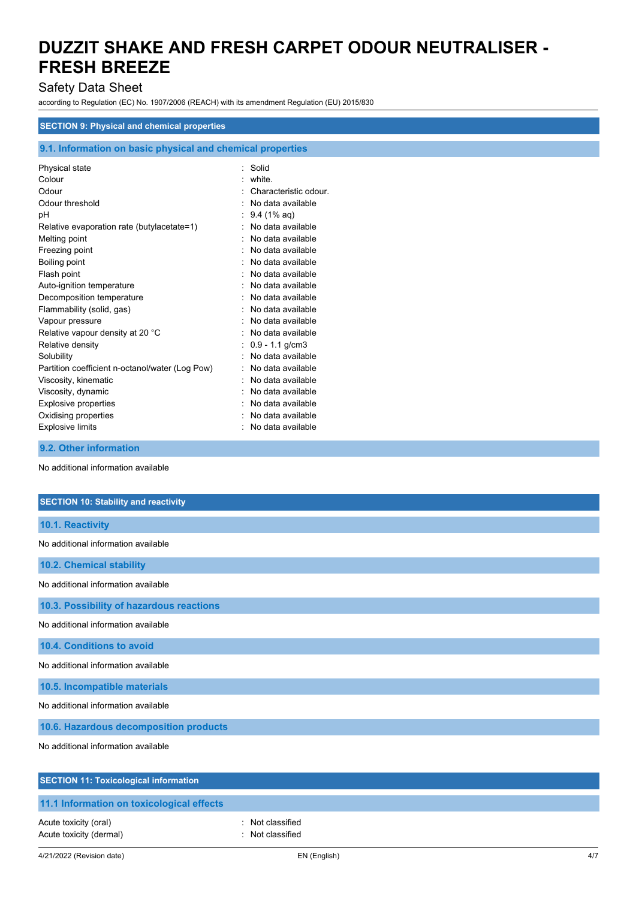## SECTION 9: Physical and chemical properties

### 9.1. Information on basic physical and chemical properties

| | |
|---|---|
| Physical state | : Solid |
| Colour | : white. |
| Odour | : Characteristic odour. |
| Odour threshold | : No data available |
| pH | : 9.4 (1% aq) |
| Relative evaporation rate (butylacetate=1) | : No data available |
| Melting point | : No data available |
| Freezing point | : No data available |
| Boiling point | : No data available |
| Flash point | : No data available |
| Auto-ignition temperature | : No data available |
| Decomposition temperature | : No data available |
| Flammability (solid, gas) | : No data available |
| Vapour pressure | : No data available |
| Relative vapour density at 20 °C | : No data available |
| Relative density | : 0.9 - 1.1 g/cm3 |
| Solubility | : No data available |
| Partition coefficient n-octanol/water (Log Pow) | : No data available |
| Viscosity, kinematic | : No data available |
| Viscosity, dynamic | : No data available |
| Explosive properties | : No data available |
| Oxidising properties | : No data available |
| Explosive limits | : No data available |

### 9.2. Other information

No additional information available

## SECTION 10: Stability and reactivity

### 10.1. Reactivity

No additional information available

### 10.2. Chemical stability

No additional information available

### 10.3. Possibility of hazardous reactions

No additional information available

### 10.4. Conditions to avoid

No additional information available

### 10.5. Incompatible materials

No additional information available

### 10.6. Hazardous decomposition products

No additional information available

## SECTION 11: Toxicological information

### 11.1 Information on toxicological effects

| | |
|---|---|
| Acute toxicity (oral) | : Not classified |
| Acute toxicity (dermal) | : Not classified |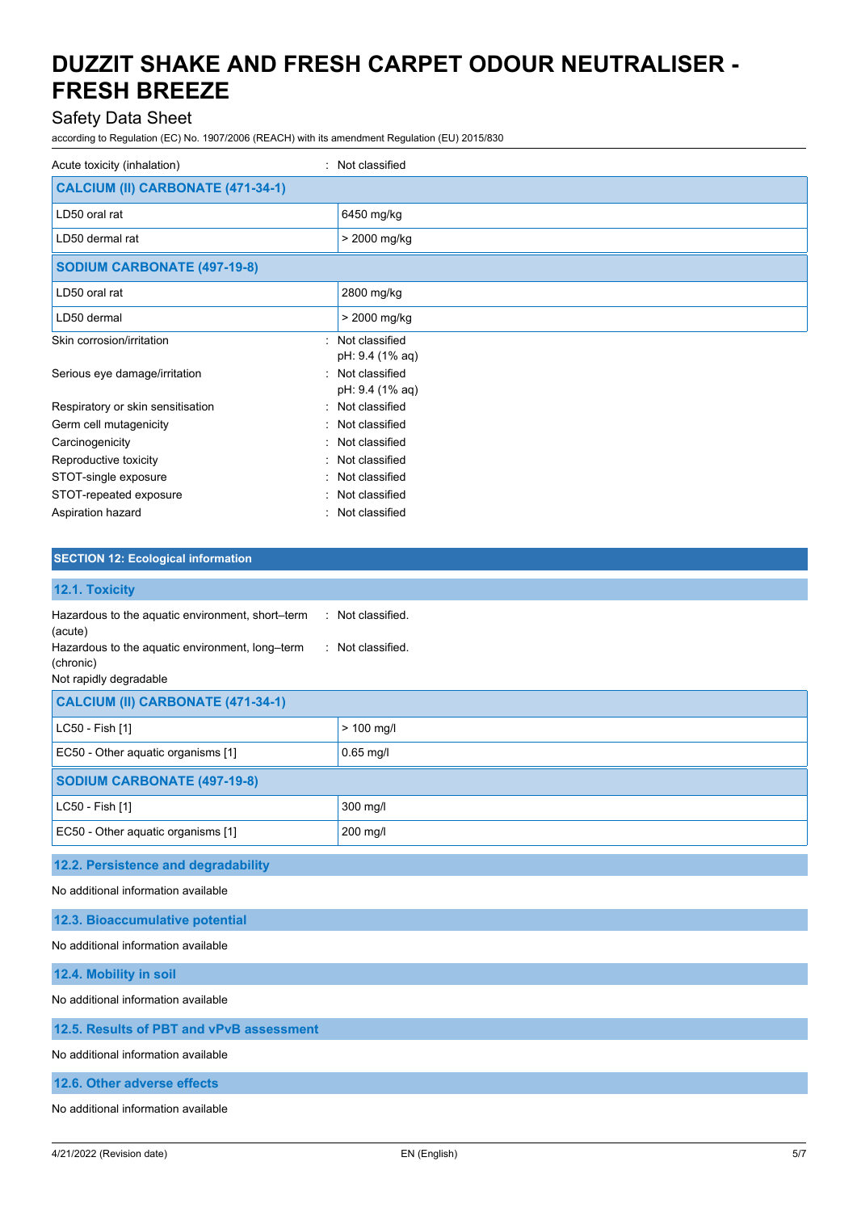Acute toxicity (inhalation) : Not classified

| CALCIUM (II) CARBONATE (471-34-1) | |
|---|---|
| LD50 oral rat | 6450 mg/kg |
| LD50 dermal rat | > 2000 mg/kg |
| **SODIUM CARBONATE (497-19-8)** | |
| LD50 oral rat | 2800 mg/kg |
| LD50 dermal | > 2000 mg/kg |

| | |
|---|---|
| Skin corrosion/irritation | : Not classified<br>pH: 9.4 (1% aq) |
| Serious eye damage/irritation | : Not classified<br>pH: 9.4 (1% aq) |
| Respiratory or skin sensitisation | : Not classified |
| Germ cell mutagenicity | : Not classified |
| Carcinogenicity | : Not classified |
| Reproductive toxicity | : Not classified |
| STOT-single exposure | : Not classified |
| STOT-repeated exposure | : Not classified |
| Aspiration hazard | : Not classified |

## SECTION 12: Ecological information

### 12.1. Toxicity

| | |
|---|---|
| Hazardous to the aquatic environment, short–term (acute) | : Not classified. |
| Hazardous to the aquatic environment, long–term (chronic) | : Not classified. |

Not rapidly degradable

| CALCIUM (II) CARBONATE (471-34-1) | |
|---|---|
| LC50 - Fish [1] | > 100 mg/l |
| EC50 - Other aquatic organisms [1] | 0.65 mg/l |
| **SODIUM CARBONATE (497-19-8)** | |
| LC50 - Fish [1] | 300 mg/l |
| EC50 - Other aquatic organisms [1] | 200 mg/l |

### 12.2. Persistence and degradability

No additional information available

### 12.3. Bioaccumulative potential

No additional information available

### 12.4. Mobility in soil

No additional information available

### 12.5. Results of PBT and vPvB assessment

No additional information available

### 12.6. Other adverse effects

No additional information available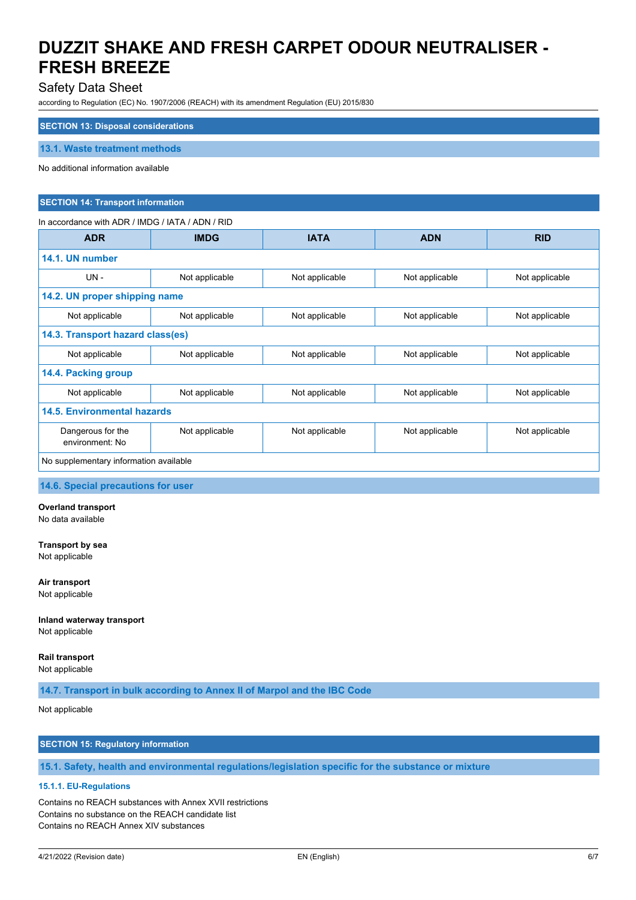## SECTION 13: Disposal considerations

### 13.1. Waste treatment methods

No additional information available

## SECTION 14: Transport information

In accordance with ADR / IMDG / IATA / ADN / RID

| ADR | IMDG | IATA | ADN | RID |
|---|---|---|---|---|
| **14.1. UN number** | | | | |
| UN - | Not applicable | Not applicable | Not applicable | Not applicable |
| **14.2. UN proper shipping name** | | | | |
| Not applicable | Not applicable | Not applicable | Not applicable | Not applicable |
| **14.3. Transport hazard class(es)** | | | | |
| Not applicable | Not applicable | Not applicable | Not applicable | Not applicable |
| **14.4. Packing group** | | | | |
| Not applicable | Not applicable | Not applicable | Not applicable | Not applicable |
| **14.5. Environmental hazards** | | | | |
| Dangerous for the environment: No | Not applicable | Not applicable | Not applicable | Not applicable |
| No supplementary information available | | | | |

### 14.6. Special precautions for user

**Overland transport**
No data available

**Transport by sea**
Not applicable

**Air transport**
Not applicable

**Inland waterway transport**
Not applicable

**Rail transport**
Not applicable

### 14.7. Transport in bulk according to Annex II of Marpol and the IBC Code

Not applicable

## SECTION 15: Regulatory information

### 15.1. Safety, health and environmental regulations/legislation specific for the substance or mixture

#### 15.1.1. EU-Regulations

Contains no REACH substances with Annex XVII restrictions
Contains no substance on the REACH candidate list
Contains no REACH Annex XIV substances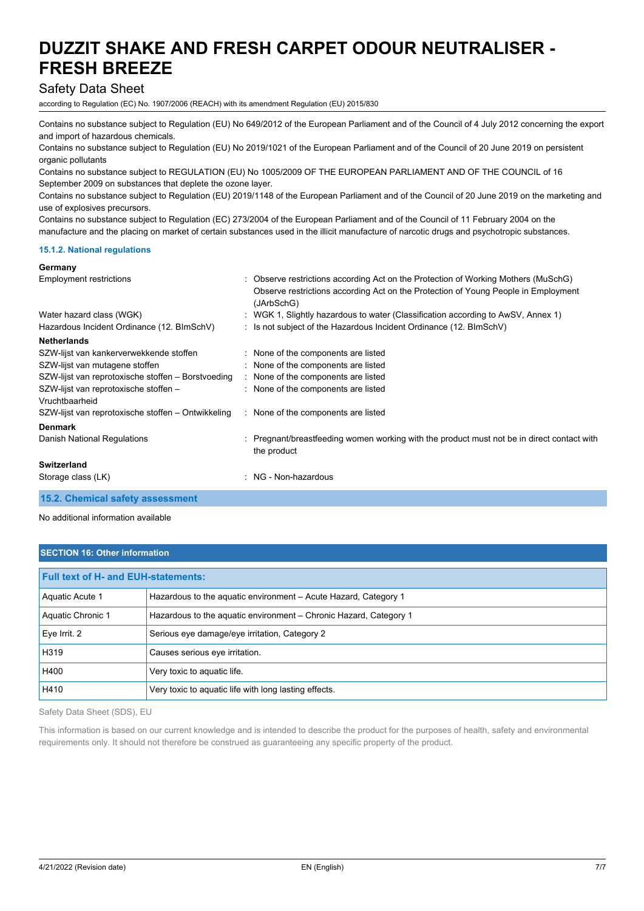Contains no substance subject to Regulation (EU) No 649/2012 of the European Parliament and of the Council of 4 July 2012 concerning the export and import of hazardous chemicals.
Contains no substance subject to Regulation (EU) No 2019/1021 of the European Parliament and of the Council of 20 June 2019 on persistent organic pollutants
Contains no substance subject to REGULATION (EU) No 1005/2009 OF THE EUROPEAN PARLIAMENT AND OF THE COUNCIL of 16 September 2009 on substances that deplete the ozone layer.
Contains no substance subject to Regulation (EU) 2019/1148 of the European Parliament and of the Council of 20 June 2019 on the marketing and use of explosives precursors.
Contains no substance subject to Regulation (EC) 273/2004 of the European Parliament and of the Council of 11 February 2004 on the manufacture and the placing on market of certain substances used in the illicit manufacture of narcotic drugs and psychotropic substances.

#### 15.1.2. National regulations

**Germany**

| | |
|---|---|
| Employment restrictions | : Observe restrictions according Act on the Protection of Working Mothers (MuSchG)<br>Observe restrictions according Act on the Protection of Young People in Employment (JArbSchG) |
| Water hazard class (WGK) | : WGK 1, Slightly hazardous to water (Classification according to AwSV, Annex 1) |
| Hazardous Incident Ordinance (12. BImSchV) | : Is not subject of the Hazardous Incident Ordinance (12. BImSchV) |

**Netherlands**

| | |
|---|---|
| SZW-lijst van kankerverwekkende stoffen | : None of the components are listed |
| SZW-lijst van mutagene stoffen | : None of the components are listed |
| SZW-lijst van reprotoxische stoffen – Borstvoeding | : None of the components are listed |
| SZW-lijst van reprotoxische stoffen – Vruchtbaarheid | : None of the components are listed |
| SZW-lijst van reprotoxische stoffen – Ontwikkeling | : None of the components are listed |

**Denmark**

| | |
|---|---|
| Danish National Regulations | : Pregnant/breastfeeding women working with the product must not be in direct contact with the product |

**Switzerland**

| | |
|---|---|
| Storage class (LK) | : NG - Non-hazardous |

### 15.2. Chemical safety assessment

No additional information available

## SECTION 16: Other information

| Full text of H- and EUH-statements: | |
|---|---|
| Aquatic Acute 1 | Hazardous to the aquatic environment – Acute Hazard, Category 1 |
| Aquatic Chronic 1 | Hazardous to the aquatic environment – Chronic Hazard, Category 1 |
| Eye Irrit. 2 | Serious eye damage/eye irritation, Category 2 |
| H319 | Causes serious eye irritation. |
| H400 | Very toxic to aquatic life. |
| H410 | Very toxic to aquatic life with long lasting effects. |

Safety Data Sheet (SDS), EU

This information is based on our current knowledge and is intended to describe the product for the purposes of health, safety and environmental requirements only. It should not therefore be construed as guaranteeing any specific property of the product.